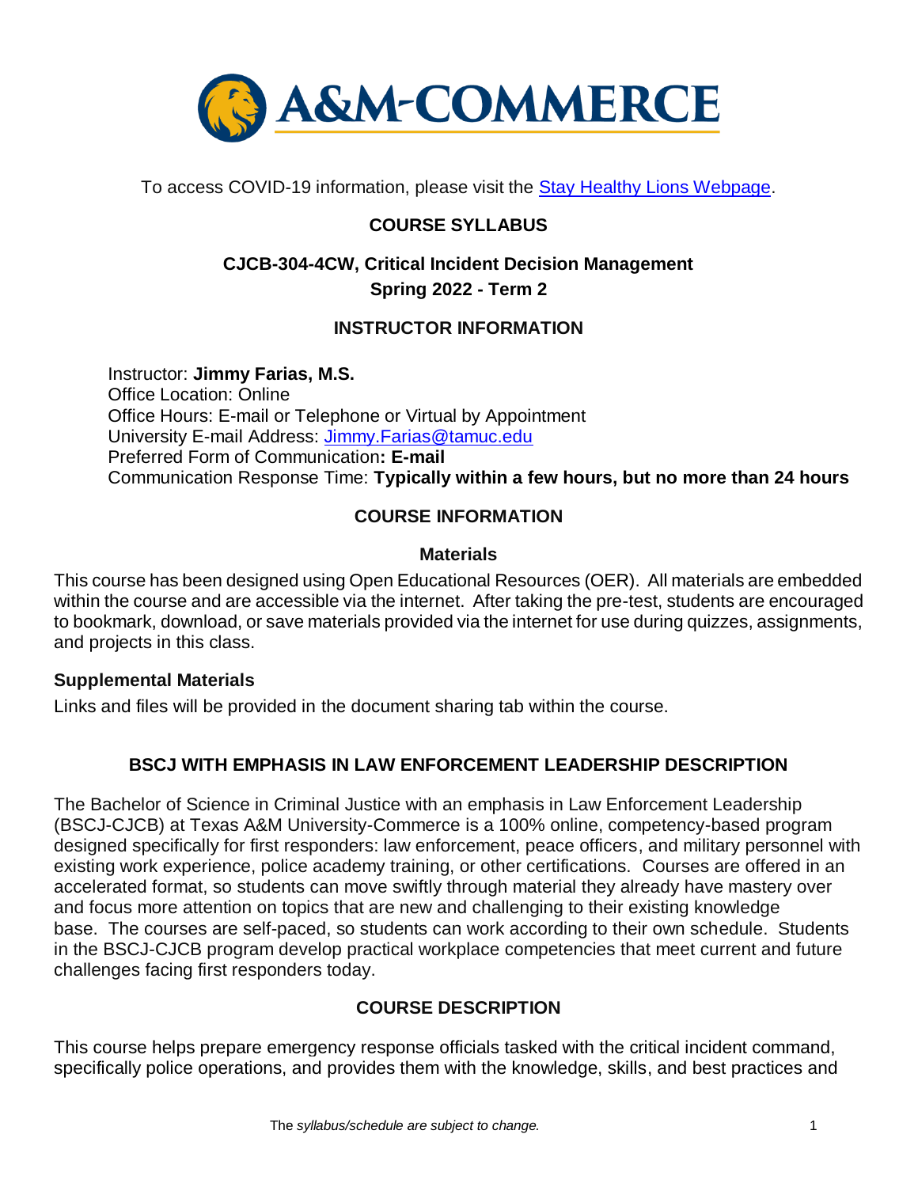To access COVID-19 information, please visit the [Stay Healthy Lions Webpage](#).

# COURSE SYLLABUS

## CJCB-304-4CW, Critical Incident Decision Management
## Spring 2022 - Term 2

## INSTRUCTOR INFORMATION

Instructor: **Jimmy Farias, M.S.**
Office Location: Online
Office Hours: E-mail or Telephone or Virtual by Appointment
University E-mail Address: [Jimmy.Farias@tamuc.edu](mailto:Jimmy.Farias@tamuc.edu)
Preferred Form of Communication**: E-mail**
Communication Response Time: **Typically within a few hours, but no more than 24 hours**

## COURSE INFORMATION

### Materials

This course has been designed using Open Educational Resources (OER). All materials are embedded within the course and are accessible via the internet. After taking the pre-test, students are encouraged to bookmark, download, or save materials provided via the internet for use during quizzes, assignments, and projects in this class.

### Supplemental Materials

Links and files will be provided in the document sharing tab within the course.

## BSCJ WITH EMPHASIS IN LAW ENFORCEMENT LEADERSHIP DESCRIPTION

The Bachelor of Science in Criminal Justice with an emphasis in Law Enforcement Leadership (BSCJ-CJCB) at Texas A&M University-Commerce is a 100% online, competency-based program designed specifically for first responders: law enforcement, peace officers, and military personnel with existing work experience, police academy training, or other certifications. Courses are offered in an accelerated format, so students can move swiftly through material they already have mastery over and focus more attention on topics that are new and challenging to their existing knowledge base. The courses are self-paced, so students can work according to their own schedule. Students in the BSCJ-CJCB program develop practical workplace competencies that meet current and future challenges facing first responders today.

## COURSE DESCRIPTION

This course helps prepare emergency response officials tasked with the critical incident command, specifically police operations, and provides them with the knowledge, skills, and best practices and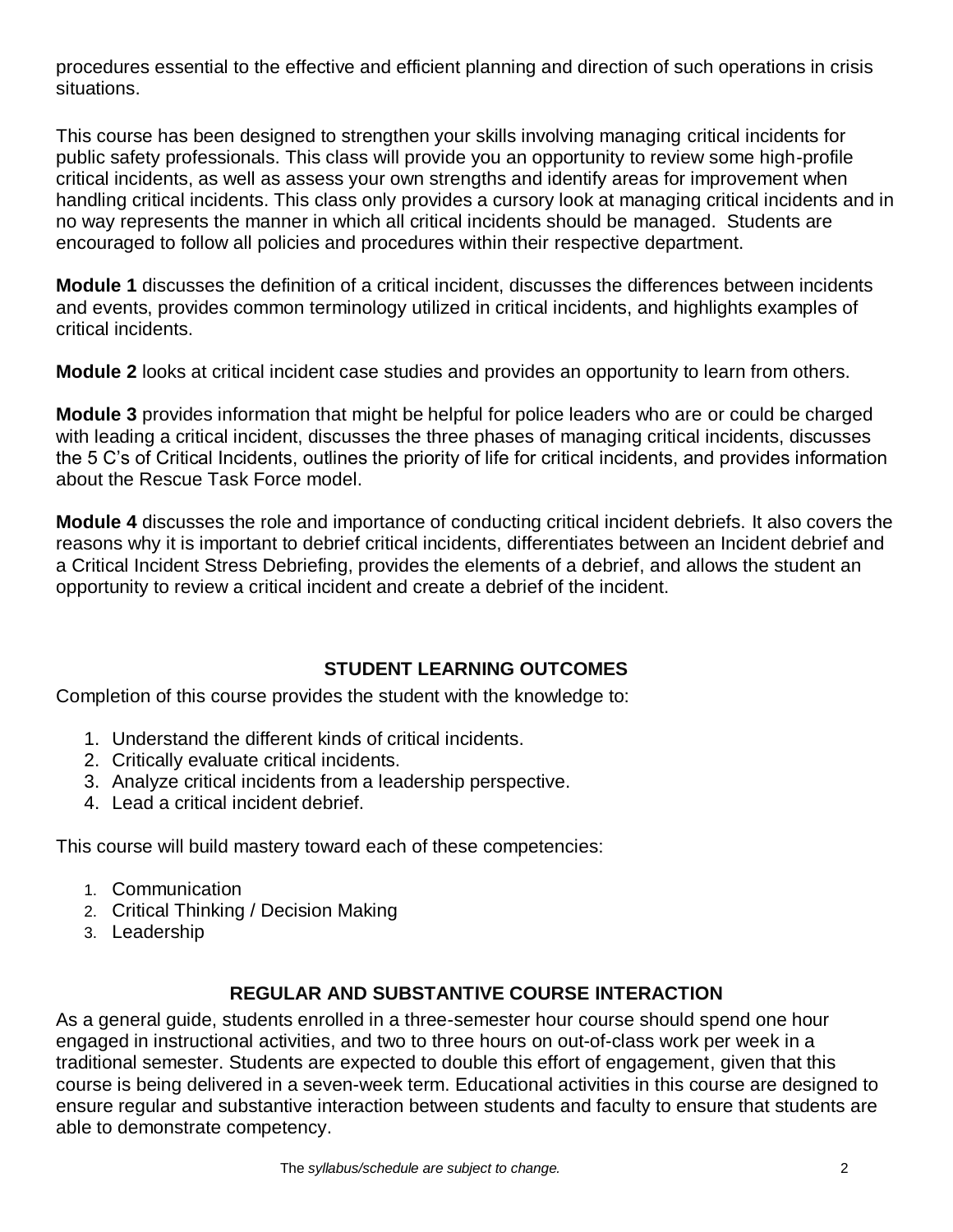procedures essential to the effective and efficient planning and direction of such operations in crisis situations.

This course has been designed to strengthen your skills involving managing critical incidents for public safety professionals. This class will provide you an opportunity to review some high-profile critical incidents, as well as assess your own strengths and identify areas for improvement when handling critical incidents. This class only provides a cursory look at managing critical incidents and in no way represents the manner in which all critical incidents should be managed. Students are encouraged to follow all policies and procedures within their respective department.

**Module 1** discusses the definition of a critical incident, discusses the differences between incidents and events, provides common terminology utilized in critical incidents, and highlights examples of critical incidents.

**Module 2** looks at critical incident case studies and provides an opportunity to learn from others.

**Module 3** provides information that might be helpful for police leaders who are or could be charged with leading a critical incident, discusses the three phases of managing critical incidents, discusses the 5 C's of Critical Incidents, outlines the priority of life for critical incidents, and provides information about the Rescue Task Force model.

**Module 4** discusses the role and importance of conducting critical incident debriefs. It also covers the reasons why it is important to debrief critical incidents, differentiates between an Incident debrief and a Critical Incident Stress Debriefing, provides the elements of a debrief, and allows the student an opportunity to review a critical incident and create a debrief of the incident.

## STUDENT LEARNING OUTCOMES

Completion of this course provides the student with the knowledge to:

1. Understand the different kinds of critical incidents.
2. Critically evaluate critical incidents.
3. Analyze critical incidents from a leadership perspective.
4. Lead a critical incident debrief.

This course will build mastery toward each of these competencies:

1. Communication
2. Critical Thinking / Decision Making
3. Leadership

## REGULAR AND SUBSTANTIVE COURSE INTERACTION

As a general guide, students enrolled in a three-semester hour course should spend one hour engaged in instructional activities, and two to three hours on out-of-class work per week in a traditional semester. Students are expected to double this effort of engagement, given that this course is being delivered in a seven-week term. Educational activities in this course are designed to ensure regular and substantive interaction between students and faculty to ensure that students are able to demonstrate competency.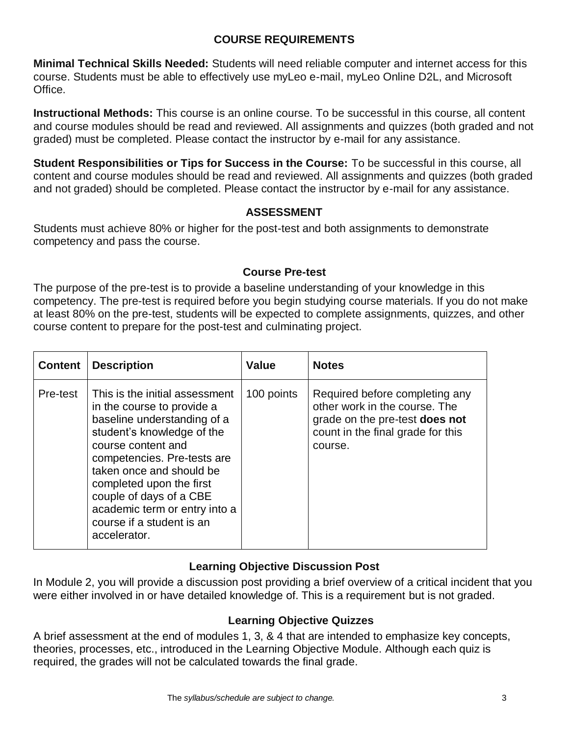## COURSE REQUIREMENTS

**Minimal Technical Skills Needed:** Students will need reliable computer and internet access for this course. Students must be able to effectively use myLeo e-mail, myLeo Online D2L, and Microsoft Office.

**Instructional Methods:** This course is an online course. To be successful in this course, all content and course modules should be read and reviewed. All assignments and quizzes (both graded and not graded) must be completed. Please contact the instructor by e-mail for any assistance.

**Student Responsibilities or Tips for Success in the Course:** To be successful in this course, all content and course modules should be read and reviewed. All assignments and quizzes (both graded and not graded) should be completed. Please contact the instructor by e-mail for any assistance.

## ASSESSMENT

Students must achieve 80% or higher for the post-test and both assignments to demonstrate competency and pass the course.

### Course Pre-test

The purpose of the pre-test is to provide a baseline understanding of your knowledge in this competency. The pre-test is required before you begin studying course materials. If you do not make at least 80% on the pre-test, students will be expected to complete assignments, quizzes, and other course content to prepare for the post-test and culminating project.

| Content | Description | Value | Notes |
|---|---|---|---|
| Pre-test | This is the initial assessment in the course to provide a baseline understanding of a student's knowledge of the course content and competencies. Pre-tests are taken once and should be completed upon the first couple of days of a CBE academic term or entry into a course if a student is an accelerator. | 100 points | Required before completing any other work in the course. The grade on the pre-test **does not** count in the final grade for this course. |

### Learning Objective Discussion Post

In Module 2, you will provide a discussion post providing a brief overview of a critical incident that you were either involved in or have detailed knowledge of. This is a requirement but is not graded.

### Learning Objective Quizzes

A brief assessment at the end of modules 1, 3, & 4 that are intended to emphasize key concepts, theories, processes, etc., introduced in the Learning Objective Module. Although each quiz is required, the grades will not be calculated towards the final grade.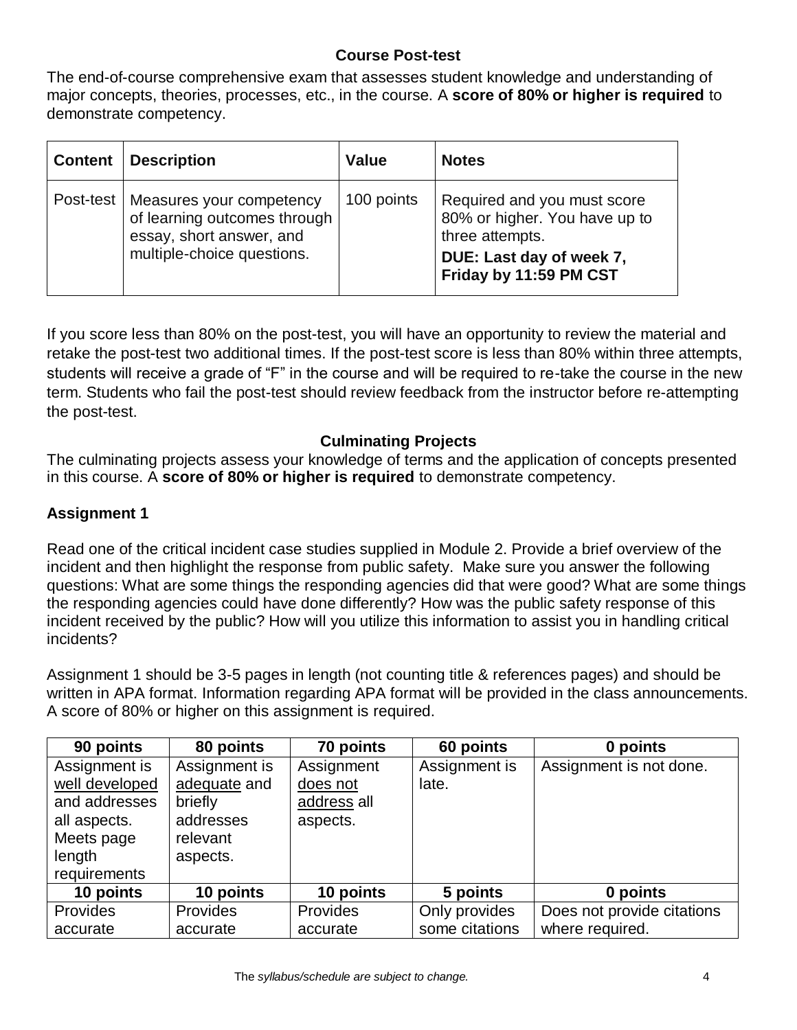### Course Post-test

The end-of-course comprehensive exam that assesses student knowledge and understanding of major concepts, theories, processes, etc., in the course. A **score of 80% or higher is required** to demonstrate competency.

| Content | Description | Value | Notes |
|---|---|---|---|
| Post-test | Measures your competency of learning outcomes through essay, short answer, and multiple-choice questions. | 100 points | Required and you must score 80% or higher. You have up to three attempts. **DUE: Last day of week 7, Friday by 11:59 PM CST** |

If you score less than 80% on the post-test, you will have an opportunity to review the material and retake the post-test two additional times. If the post-test score is less than 80% within three attempts, students will receive a grade of "F" in the course and will be required to re-take the course in the new term. Students who fail the post-test should review feedback from the instructor before re-attempting the post-test.

### Culminating Projects

The culminating projects assess your knowledge of terms and the application of concepts presented in this course. A **score of 80% or higher is required** to demonstrate competency.

**Assignment 1**

Read one of the critical incident case studies supplied in Module 2. Provide a brief overview of the incident and then highlight the response from public safety. Make sure you answer the following questions: What are some things the responding agencies did that were good? What are some things the responding agencies could have done differently? How was the public safety response of this incident received by the public? How will you utilize this information to assist you in handling critical incidents?

Assignment 1 should be 3-5 pages in length (not counting title & references pages) and should be written in APA format. Information regarding APA format will be provided in the class announcements. A score of 80% or higher on this assignment is required.

| 90 points | 80 points | 70 points | 60 points | 0 points |
|---|---|---|---|---|
| Assignment is well developed and addresses all aspects. Meets page length requirements | Assignment is adequate and briefly addresses relevant aspects. | Assignment does not address all aspects. | Assignment is late. | Assignment is not done. |
| **10 points** | **10 points** | **10 points** | **5 points** | **0 points** |
| Provides accurate | Provides accurate | Provides accurate | Only provides some citations | Does not provide citations where required. |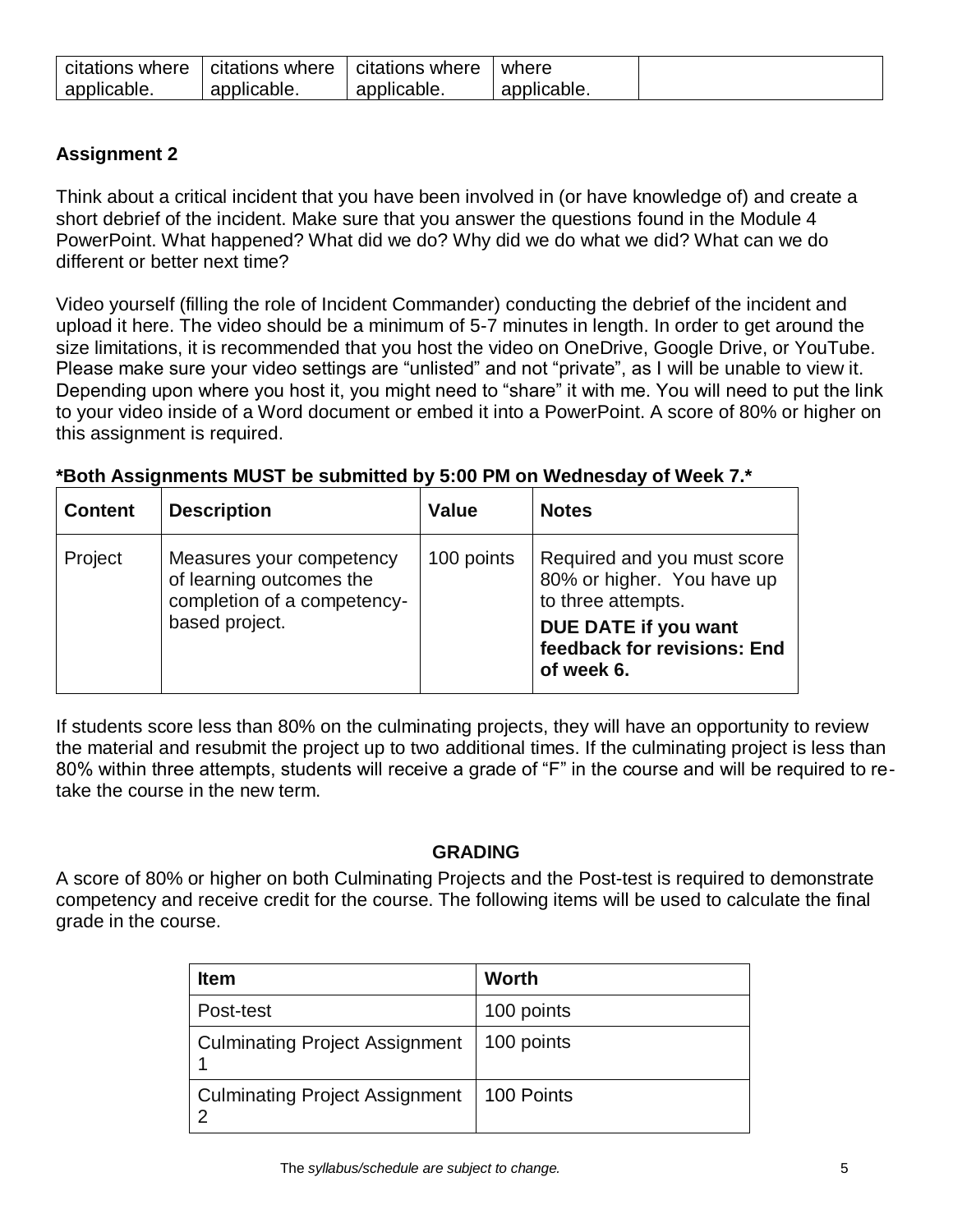| citations where applicable. | citations where applicable. | citations where applicable. | where applicable. | |
|---|---|---|---|---|

**Assignment 2**

Think about a critical incident that you have been involved in (or have knowledge of) and create a short debrief of the incident. Make sure that you answer the questions found in the Module 4 PowerPoint. What happened? What did we do? Why did we do what we did? What can we do different or better next time?

Video yourself (filling the role of Incident Commander) conducting the debrief of the incident and upload it here. The video should be a minimum of 5-7 minutes in length. In order to get around the size limitations, it is recommended that you host the video on OneDrive, Google Drive, or YouTube. Please make sure your video settings are "unlisted" and not "private", as I will be unable to view it. Depending upon where you host it, you might need to "share" it with me. You will need to put the link to your video inside of a Word document or embed it into a PowerPoint. A score of 80% or higher on this assignment is required.

***Both Assignments MUST be submitted by 5:00 PM on Wednesday of Week 7.***

| Content | Description | Value | Notes |
|---|---|---|---|
| Project | Measures your competency of learning outcomes the completion of a competency-based project. | 100 points | Required and you must score 80% or higher. You have up to three attempts. **DUE DATE if you want feedback for revisions: End of week 6.** |

If students score less than 80% on the culminating projects, they will have an opportunity to review the material and resubmit the project up to two additional times. If the culminating project is less than 80% within three attempts, students will receive a grade of "F" in the course and will be required to re-take the course in the new term.

## GRADING

A score of 80% or higher on both Culminating Projects and the Post-test is required to demonstrate competency and receive credit for the course. The following items will be used to calculate the final grade in the course.

| Item | Worth |
|---|---|
| Post-test | 100 points |
| Culminating Project Assignment 1 | 100 points |
| Culminating Project Assignment 2 | 100 Points |

The *syllabus/schedule are subject to change.*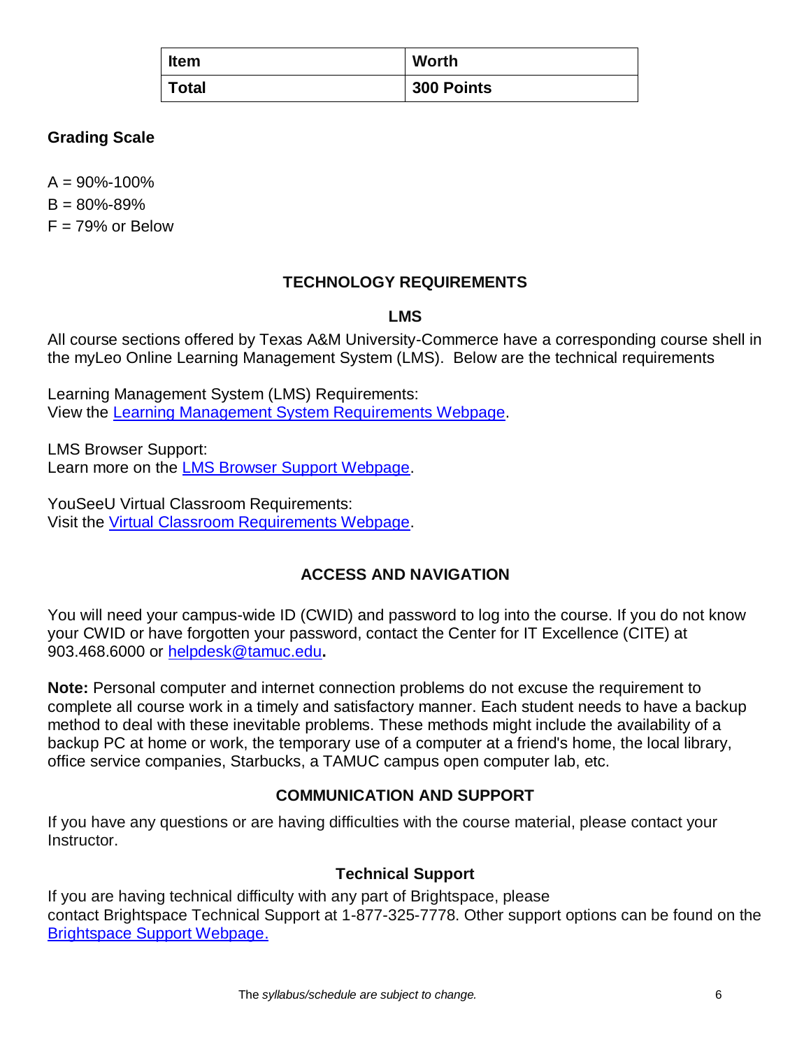| Item | Worth |
| --- | --- |
| Total | 300 Points |

### Grading Scale

A = 90%-100%

B = 80%-89%

F = 79% or Below

## TECHNOLOGY REQUIREMENTS

### LMS

All course sections offered by Texas A&M University-Commerce have a corresponding course shell in the myLeo Online Learning Management System (LMS). Below are the technical requirements

Learning Management System (LMS) Requirements:
View the Learning Management System Requirements Webpage.

LMS Browser Support:
Learn more on the LMS Browser Support Webpage.

YouSeeU Virtual Classroom Requirements:
Visit the Virtual Classroom Requirements Webpage.

## ACCESS AND NAVIGATION

You will need your campus-wide ID (CWID) and password to log into the course. If you do not know your CWID or have forgotten your password, contact the Center for IT Excellence (CITE) at 903.468.6000 or helpdesk@tamuc.edu**.**

**Note:** Personal computer and internet connection problems do not excuse the requirement to complete all course work in a timely and satisfactory manner. Each student needs to have a backup method to deal with these inevitable problems. These methods might include the availability of a backup PC at home or work, the temporary use of a computer at a friend's home, the local library, office service companies, Starbucks, a TAMUC campus open computer lab, etc.

## COMMUNICATION AND SUPPORT

If you have any questions or are having difficulties with the course material, please contact your Instructor.

### Technical Support

If you are having technical difficulty with any part of Brightspace, please contact Brightspace Technical Support at 1-877-325-7778. Other support options can be found on the Brightspace Support Webpage.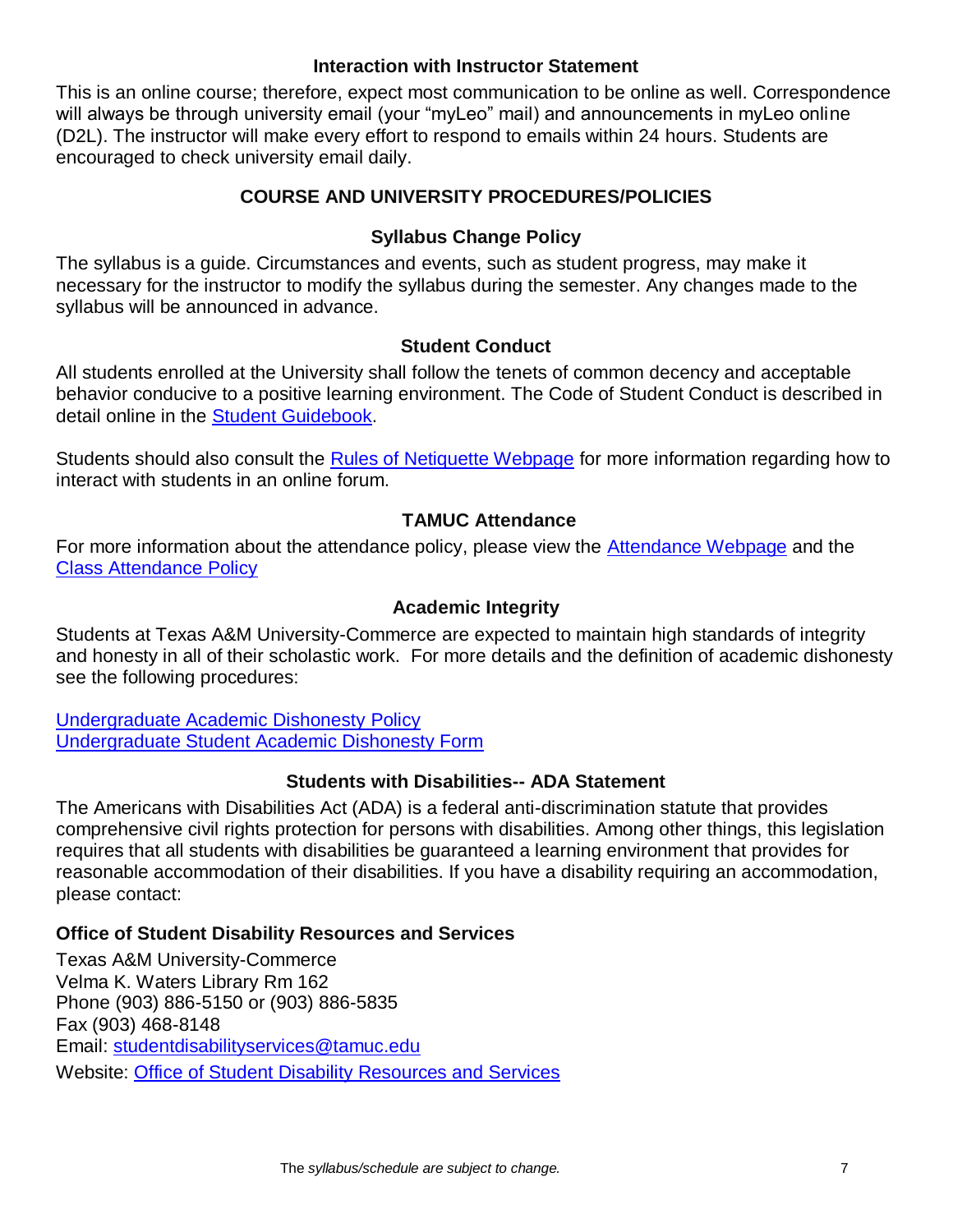### Interaction with Instructor Statement

This is an online course; therefore, expect most communication to be online as well. Correspondence will always be through university email (your "myLeo" mail) and announcements in myLeo online (D2L). The instructor will make every effort to respond to emails within 24 hours. Students are encouraged to check university email daily.

## COURSE AND UNIVERSITY PROCEDURES/POLICIES

### Syllabus Change Policy

The syllabus is a guide. Circumstances and events, such as student progress, may make it necessary for the instructor to modify the syllabus during the semester. Any changes made to the syllabus will be announced in advance.

### Student Conduct

All students enrolled at the University shall follow the tenets of common decency and acceptable behavior conducive to a positive learning environment. The Code of Student Conduct is described in detail online in the Student Guidebook.

Students should also consult the Rules of Netiquette Webpage for more information regarding how to interact with students in an online forum.

### TAMUC Attendance

For more information about the attendance policy, please view the Attendance Webpage and the Class Attendance Policy

### Academic Integrity

Students at Texas A&M University-Commerce are expected to maintain high standards of integrity and honesty in all of their scholastic work. For more details and the definition of academic dishonesty see the following procedures:

Undergraduate Academic Dishonesty Policy
Undergraduate Student Academic Dishonesty Form

### Students with Disabilities-- ADA Statement

The Americans with Disabilities Act (ADA) is a federal anti-discrimination statute that provides comprehensive civil rights protection for persons with disabilities. Among other things, this legislation requires that all students with disabilities be guaranteed a learning environment that provides for reasonable accommodation of their disabilities. If you have a disability requiring an accommodation, please contact:

**Office of Student Disability Resources and Services**

Texas A&M University-Commerce
Velma K. Waters Library Rm 162
Phone (903) 886-5150 or (903) 886-5835
Fax (903) 468-8148
Email: studentdisabilityservices@tamuc.edu
Website: Office of Student Disability Resources and Services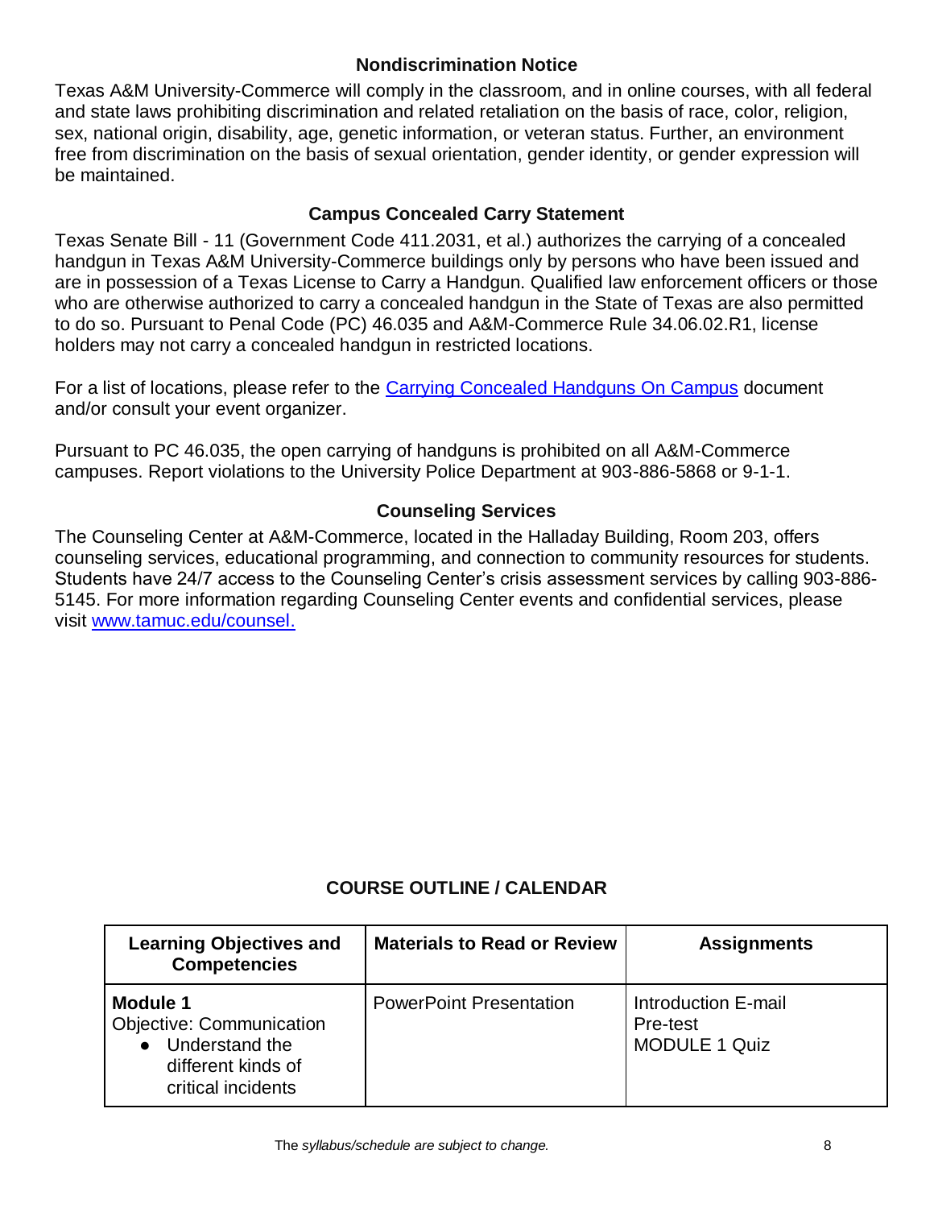### Nondiscrimination Notice

Texas A&M University-Commerce will comply in the classroom, and in online courses, with all federal and state laws prohibiting discrimination and related retaliation on the basis of race, color, religion, sex, national origin, disability, age, genetic information, or veteran status. Further, an environment free from discrimination on the basis of sexual orientation, gender identity, or gender expression will be maintained.

### Campus Concealed Carry Statement

Texas Senate Bill - 11 (Government Code 411.2031, et al.) authorizes the carrying of a concealed handgun in Texas A&M University-Commerce buildings only by persons who have been issued and are in possession of a Texas License to Carry a Handgun. Qualified law enforcement officers or those who are otherwise authorized to carry a concealed handgun in the State of Texas are also permitted to do so. Pursuant to Penal Code (PC) 46.035 and A&M-Commerce Rule 34.06.02.R1, license holders may not carry a concealed handgun in restricted locations.

For a list of locations, please refer to the [Carrying Concealed Handguns On Campus] document and/or consult your event organizer.

Pursuant to PC 46.035, the open carrying of handguns is prohibited on all A&M-Commerce campuses. Report violations to the University Police Department at 903-886-5868 or 9-1-1.

### Counseling Services

The Counseling Center at A&M-Commerce, located in the Halladay Building, Room 203, offers counseling services, educational programming, and connection to community resources for students. Students have 24/7 access to the Counseling Center's crisis assessment services by calling 903-886-5145. For more information regarding Counseling Center events and confidential services, please visit www.tamuc.edu/counsel.

## COURSE OUTLINE / CALENDAR

| Learning Objectives and Competencies | Materials to Read or Review | Assignments |
|---|---|---|
| **Module 1**<br>Objective: Communication<br>• Understand the different kinds of critical incidents | PowerPoint Presentation | Introduction E-mail<br>Pre-test<br>MODULE 1 Quiz |

*The syllabus/schedule are subject to change.*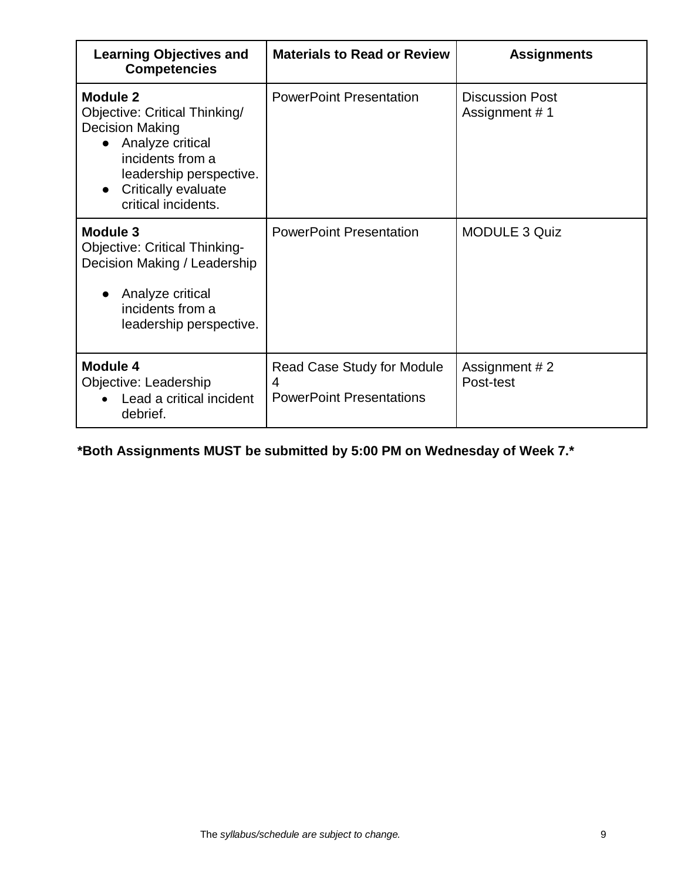| Learning Objectives and Competencies | Materials to Read or Review | Assignments |
|---|---|---|
| **Module 2**<br>Objective: Critical Thinking/ Decision Making<br>• Analyze critical incidents from a leadership perspective.<br>• Critically evaluate critical incidents. | PowerPoint Presentation | Discussion Post<br>Assignment # 1 |
| **Module 3**<br>Objective: Critical Thinking- Decision Making / Leadership<br>• Analyze critical incidents from a leadership perspective. | PowerPoint Presentation | MODULE 3 Quiz |
| **Module 4**<br>Objective: Leadership<br>• Lead a critical incident debrief. | Read Case Study for Module 4<br>PowerPoint Presentations | Assignment # 2<br>Post-test |

**\*Both Assignments MUST be submitted by 5:00 PM on Wednesday of Week 7.\***

The *syllabus/schedule are subject to change.*